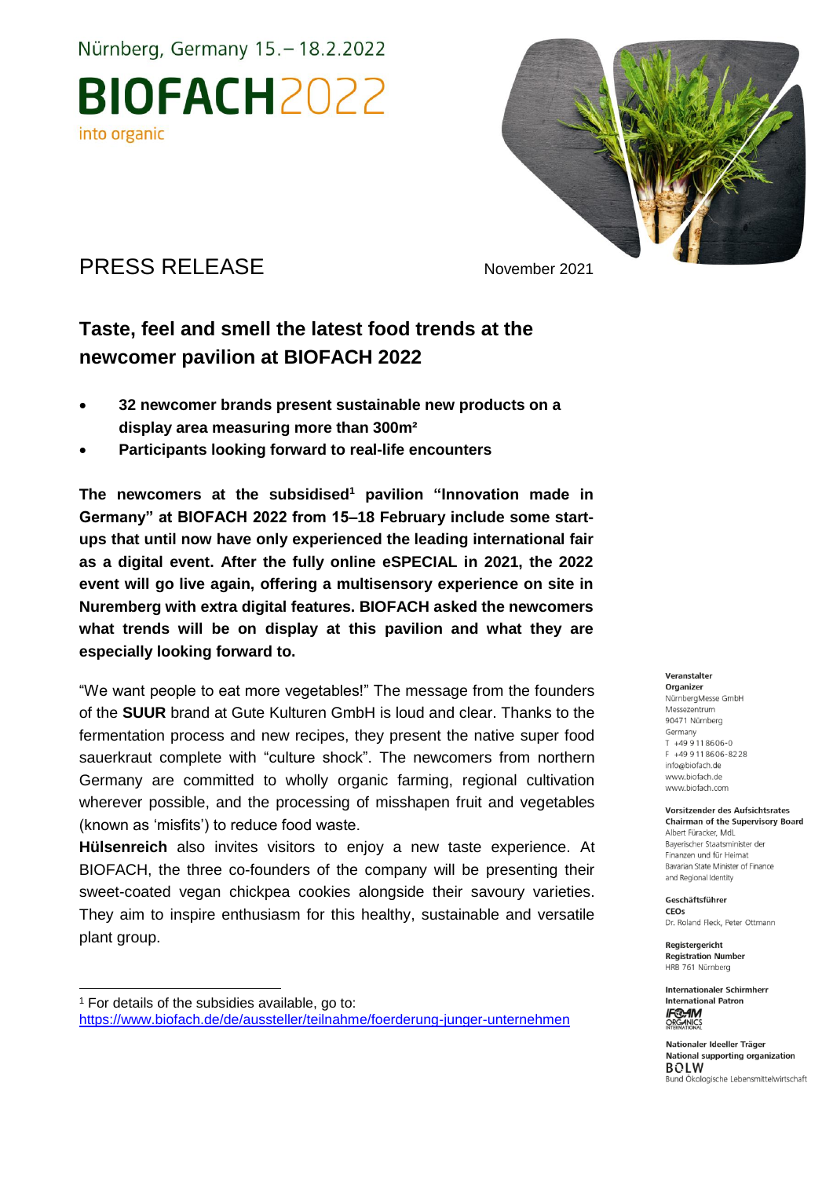Nürnberg, Germany 15. – 18.2.2022

BIOFACH2022

into organic

# PRESS RELEASE

November 2021

## Taste, feel and smell the latest food trends at the newcomer pavilion at BIOFACH 2022

- **32 newcomer brands present sustainable new products on a display area measuring more than 300m²**
- **Participants looking forward to real-life encounters**

**The newcomers at the subsidised[1] pavilion "Innovation made in Germany" at BIOFACH 2022 from 15–18 February include some start-ups that until now have only experienced the leading international fair as a digital event. After the fully online eSPECIAL in 2021, the 2022 event will go live again, offering a multisensory experience on site in Nuremberg with extra digital features. BIOFACH asked the newcomers what trends will be on display at this pavilion and what they are especially looking forward to.**

"We want people to eat more vegetables!" The message from the founders of the **SUUR** brand at Gute Kulturen GmbH is loud and clear. Thanks to the fermentation process and new recipes, they present the native super food sauerkraut complete with "culture shock". The newcomers from northern Germany are committed to wholly organic farming, regional cultivation wherever possible, and the processing of misshapen fruit and vegetables (known as 'misfits') to reduce food waste.

**Hülsenreich** also invites visitors to enjoy a new taste experience. At BIOFACH, the three co-founders of the company will be presenting their sweet-coated vegan chickpea cookies alongside their savoury varieties. They aim to inspire enthusiasm for this healthy, sustainable and versatile plant group.

[1] For details of the subsidies available, go to: https://www.biofach.de/de/aussteller/teilnahme/foerderung-junger-unternehmen

**Veranstalter**
**Organizer**
NürnbergMesse GmbH
Messezentrum
90471 Nürnberg
Germany
T +49 9 11 86 06-0
F +49 9 11 86 06-8228
info@biofach.de
www.biofach.de
www.biofach.com

**Vorsitzender des Aufsichtsrates**
**Chairman of the Supervisory Board**
Albert Füracker, MdL
Bayerischer Staatsminister der Finanzen und für Heimat
Bavarian State Minister of Finance and Regional Identity

**Geschäftsführer**
**CEOs**
Dr. Roland Fleck, Peter Ottmann

**Registergericht**
**Registration Number**
HRB 761 Nürnberg

**Internationaler Schirmherr**
**International Patron**
IFOAM ORGANICS INTERNATIONAL

**Nationaler Ideeller Träger**
**National supporting organization**
BÖLW
Bund Ökologische Lebensmittelwirtschaft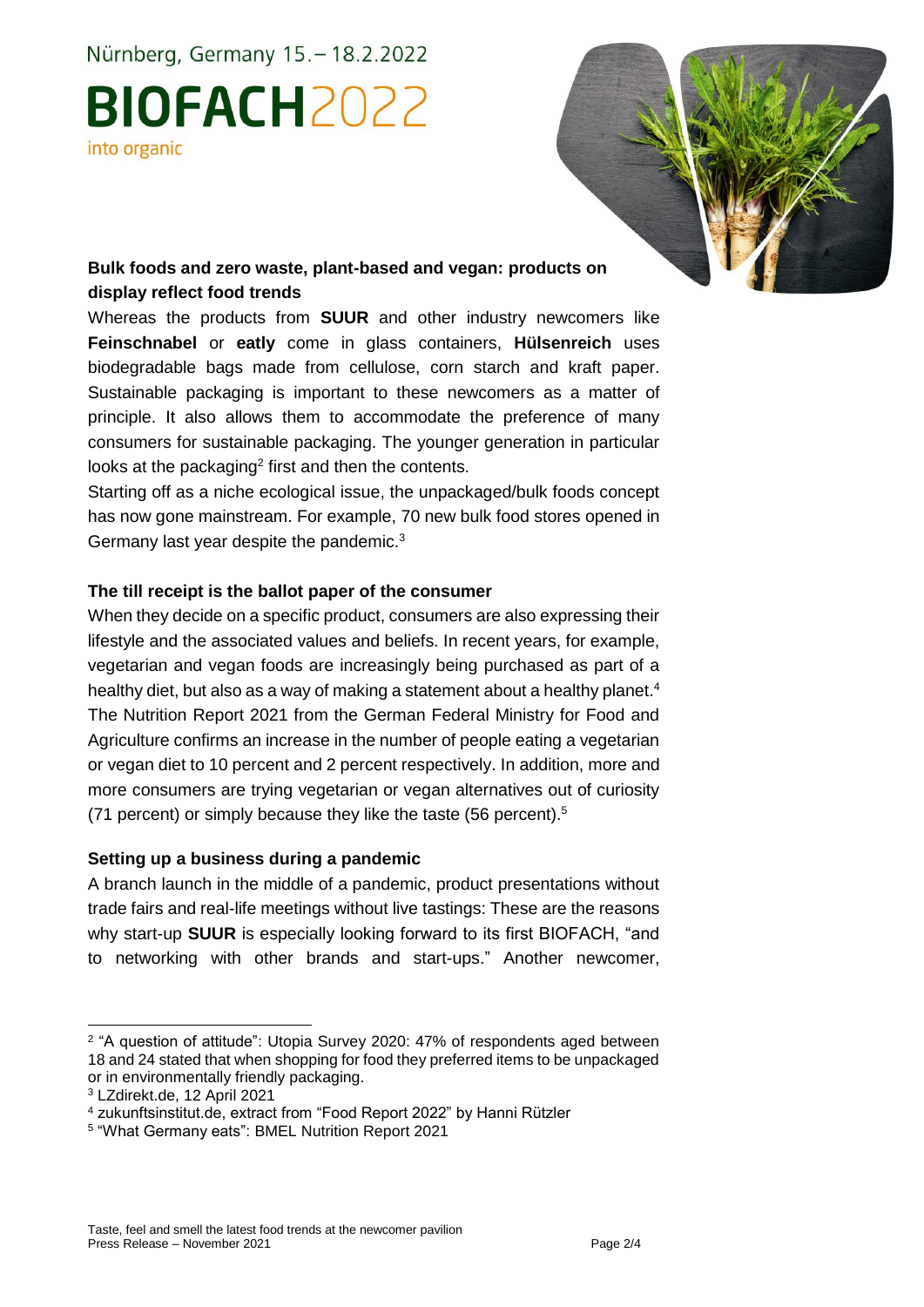## Bulk foods and zero waste, plant-based and vegan: products on display reflect food trends

Whereas the products from **SUUR** and other industry newcomers like **Feinschnabel** or **eatly** come in glass containers, **Hülsenreich** uses biodegradable bags made from cellulose, corn starch and kraft paper. Sustainable packaging is important to these newcomers as a matter of principle. It also allows them to accommodate the preference of many consumers for sustainable packaging. The younger generation in particular looks at the packaging[2] first and then the contents.

Starting off as a niche ecological issue, the unpackaged/bulk foods concept has now gone mainstream. For example, 70 new bulk food stores opened in Germany last year despite the pandemic.[3]

## The till receipt is the ballot paper of the consumer

When they decide on a specific product, consumers are also expressing their lifestyle and the associated values and beliefs. In recent years, for example, vegetarian and vegan foods are increasingly being purchased as part of a healthy diet, but also as a way of making a statement about a healthy planet.[4] The Nutrition Report 2021 from the German Federal Ministry for Food and Agriculture confirms an increase in the number of people eating a vegetarian or vegan diet to 10 percent and 2 percent respectively. In addition, more and more consumers are trying vegetarian or vegan alternatives out of curiosity (71 percent) or simply because they like the taste (56 percent).[5]

## Setting up a business during a pandemic

A branch launch in the middle of a pandemic, product presentations without trade fairs and real-life meetings without live tastings: These are the reasons why start-up **SUUR** is especially looking forward to its first BIOFACH, "and to networking with other brands and start-ups." Another newcomer,

---

[2] "A question of attitude": Utopia Survey 2020: 47% of respondents aged between 18 and 24 stated that when shopping for food they preferred items to be unpackaged or in environmentally friendly packaging.

[3] LZdirekt.de, 12 April 2021

[4] zukunftsinstitut.de, extract from "Food Report 2022" by Hanni Rützler

[5] "What Germany eats": BMEL Nutrition Report 2021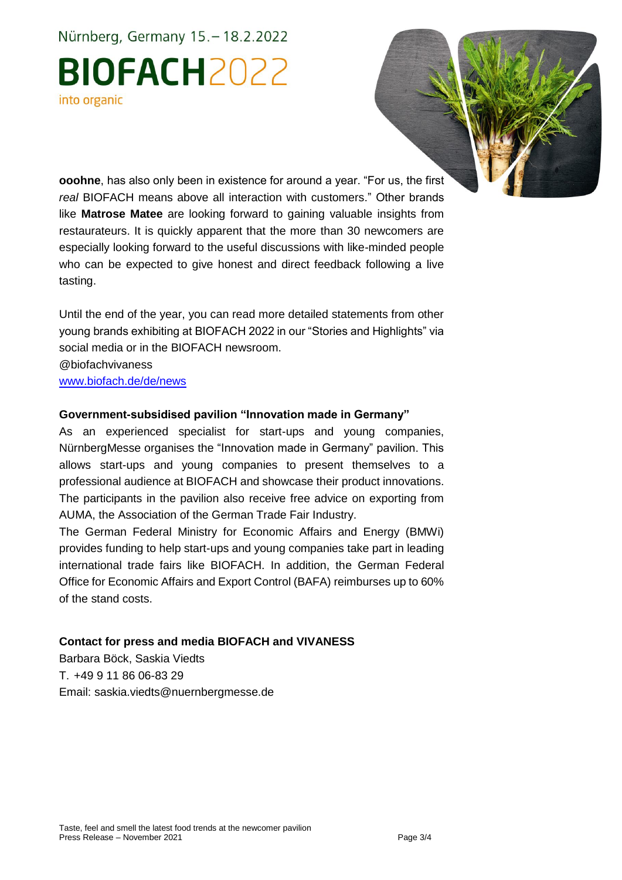**ooohne**, has also only been in existence for around a year. "For us, the first *real* BIOFACH means above all interaction with customers." Other brands like **Matrose Matee** are looking forward to gaining valuable insights from restaurateurs. It is quickly apparent that the more than 30 newcomers are especially looking forward to the useful discussions with like-minded people who can be expected to give honest and direct feedback following a live tasting.

Until the end of the year, you can read more detailed statements from other young brands exhibiting at BIOFACH 2022 in our "Stories and Highlights" via social media or in the BIOFACH newsroom.
@biofachvivaness
[www.biofach.de/de/news](www.biofach.de/de/news)

**Government-subsidised pavilion "Innovation made in Germany"**

As an experienced specialist for start-ups and young companies, NürnbergMesse organises the "Innovation made in Germany" pavilion. This allows start-ups and young companies to present themselves to a professional audience at BIOFACH and showcase their product innovations. The participants in the pavilion also receive free advice on exporting from AUMA, the Association of the German Trade Fair Industry.

The German Federal Ministry for Economic Affairs and Energy (BMWi) provides funding to help start-ups and young companies take part in leading international trade fairs like BIOFACH. In addition, the German Federal Office for Economic Affairs and Export Control (BAFA) reimburses up to 60% of the stand costs.

**Contact for press and media BIOFACH and VIVANESS**

Barbara Böck, Saskia Viedts
T. +49 9 11 86 06-83 29
Email: saskia.viedts@nuernbergmesse.de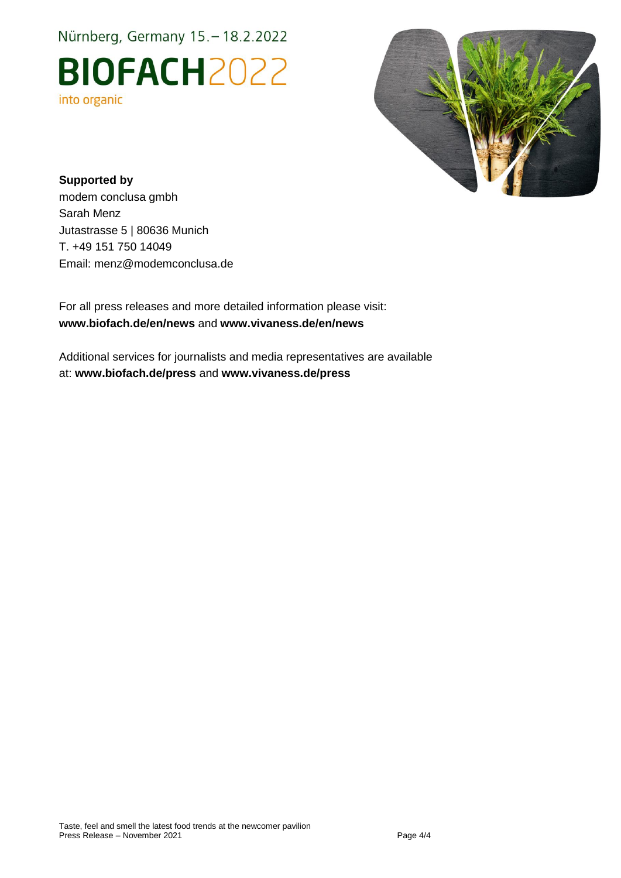Nürnberg, Germany 15.– 18.2.2022

**BIOFACH**2022

into organic

**Supported by**
modem conclusa gmbh
Sarah Menz
Jutastrasse 5 | 80636 Munich
T. +49 151 750 14049
Email: menz@modemconclusa.de

For all press releases and more detailed information please visit:
**www.biofach.de/en/news** and **www.vivaness.de/en/news**

Additional services for journalists and media representatives are available at: **www.biofach.de/press** and **www.vivaness.de/press**